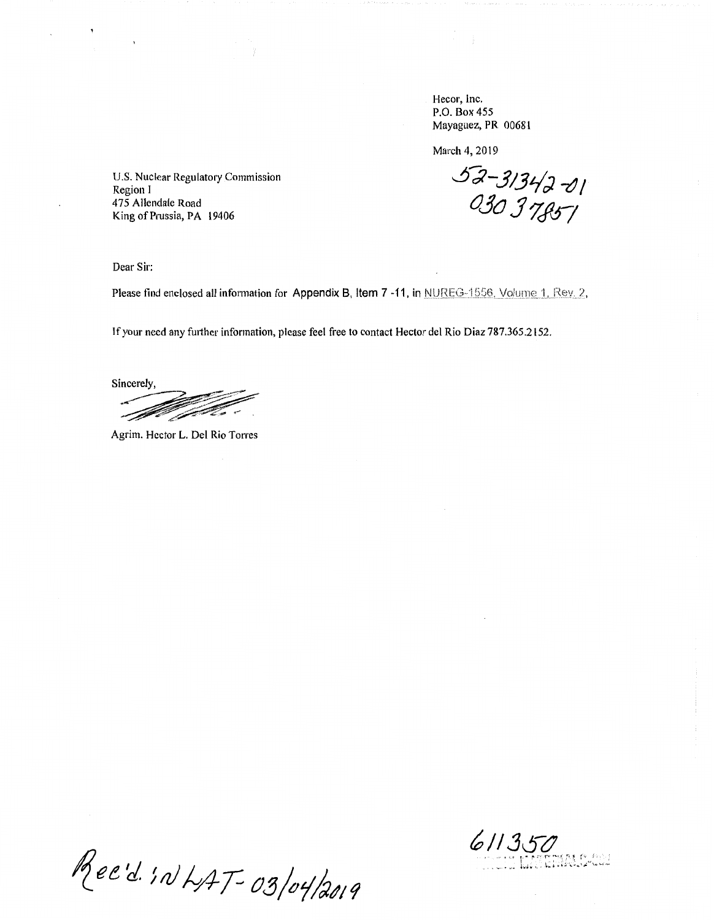Hecor, Inc.
P.O. Box 455
Mayaguez, PR 00681

March 4, 2019

52-31342-01
030 37851

U.S. Nuclear Regulatory Commission
Region I
475 Allendale Road
King of Prussia, PA 19406

Dear Sir:

Please find enclosed all information for Appendix B, Item 7 -11, in NUREG-1556, Volume 1, Rev. 2,

If your need any further information, please feel free to contact Hector del Rio Diaz 787.365.2152.

Sincerely,

Agrim. Hector L. Del Rio Torres

Rec'd. in LAT- 03/04/2019

611350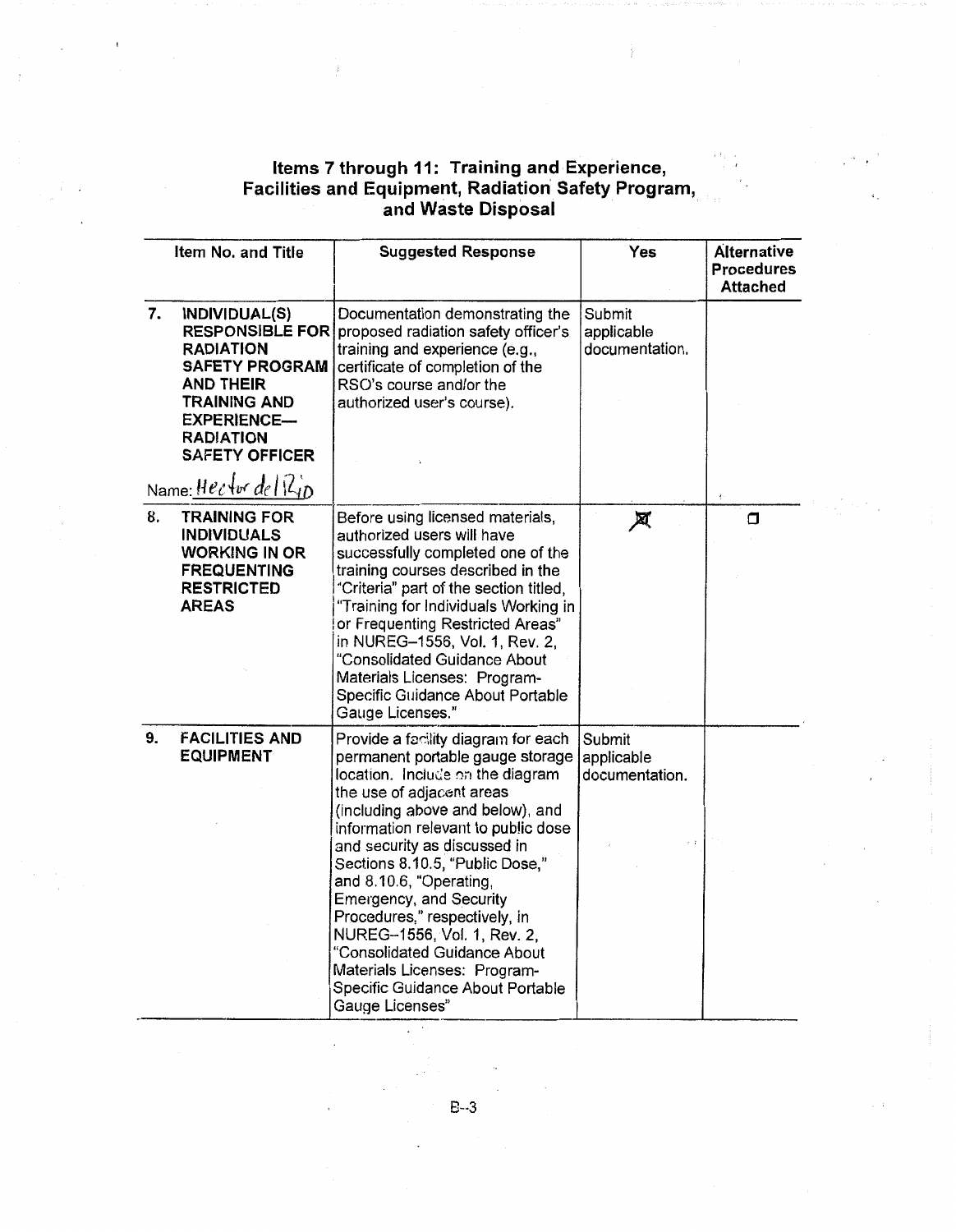## Items 7 through 11: Training and Experience, Facilities and Equipment, Radiation Safety Program, and Waste Disposal

| Item No. and Title | Suggested Response | Yes | Alternative Procedures Attached |
|---|---|---|---|
| 7. **INDIVIDUAL(S) RESPONSIBLE FOR RADIATION SAFETY PROGRAM AND THEIR TRAINING AND EXPERIENCE— RADIATION SAFETY OFFICER** Name: Hector del Rio | Documentation demonstrating the proposed radiation safety officer's training and experience (e.g., certificate of completion of the RSO's course and/or the authorized user's course). | Submit applicable documentation. | |
| 8. **TRAINING FOR INDIVIDUALS WORKING IN OR FREQUENTING RESTRICTED AREAS** | Before using licensed materials, authorized users will have successfully completed one of the training courses described in the "Criteria" part of the section titled, "Training for Individuals Working in or Frequenting Restricted Areas" in NUREG–1556, Vol. 1, Rev. 2, "Consolidated Guidance About Materials Licenses: Program-Specific Guidance About Portable Gauge Licenses." | ☒ | ☐ |
| 9. **FACILITIES AND EQUIPMENT** | Provide a facility diagram for each permanent portable gauge storage location. Include on the diagram the use of adjacent areas (including above and below), and information relevant to public dose and security as discussed in Sections 8.10.5, "Public Dose," and 8.10.6, "Operating, Emergency, and Security Procedures," respectively, in NUREG–1556, Vol. 1, Rev. 2, "Consolidated Guidance About Materials Licenses: Program-Specific Guidance About Portable Gauge Licenses" | Submit applicable documentation. | |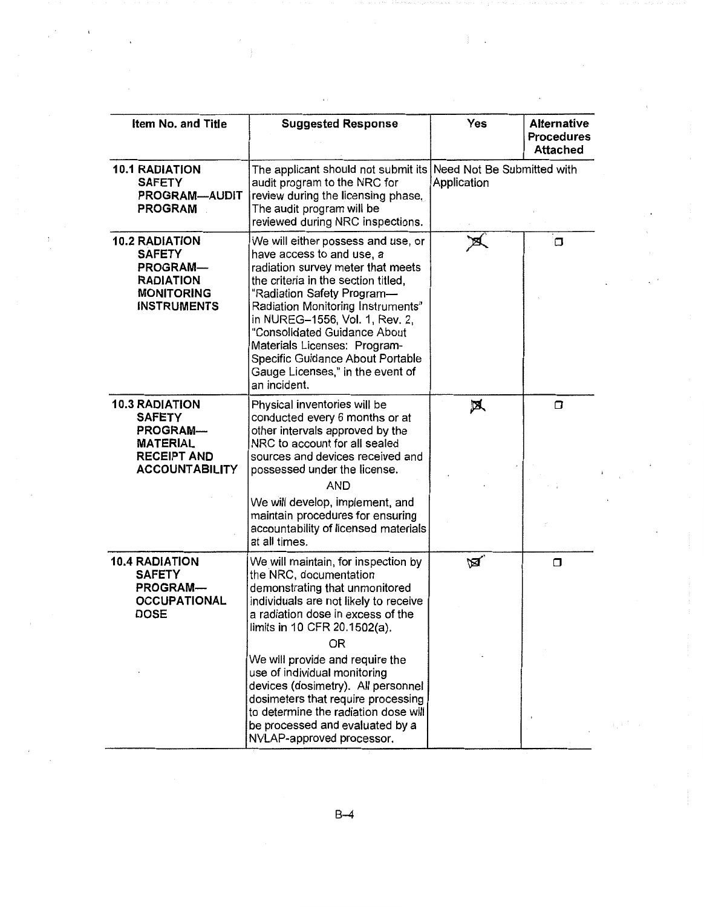| Item No. and Title | Suggested Response | Yes | Alternative Procedures Attached |
|---|---|---|---|
| **10.1 RADIATION SAFETY PROGRAM—AUDIT PROGRAM** | The applicant should not submit its audit program to the NRC for review during the licensing phase. The audit program will be reviewed during NRC inspections. | Need Not Be Submitted with Application | |
| **10.2 RADIATION SAFETY PROGRAM—RADIATION MONITORING INSTRUMENTS** | We will either possess and use, or have access to and use, a radiation survey meter that meets the criteria in the section titled, "Radiation Safety Program—Radiation Monitoring Instruments" in NUREG–1556, Vol. 1, Rev. 2, "Consolidated Guidance About Materials Licenses: Program-Specific Guidance About Portable Gauge Licenses," in the event of an incident. | ☒ | ☐ |
| **10.3 RADIATION SAFETY PROGRAM—MATERIAL RECEIPT AND ACCOUNTABILITY** | Physical inventories will be conducted every 6 months or at other intervals approved by the NRC to account for all sealed sources and devices received and possessed under the license. AND We will develop, implement, and maintain procedures for ensuring accountability of licensed materials at all times. | ☒ | ☐ |
| **10.4 RADIATION SAFETY PROGRAM—OCCUPATIONAL DOSE** | We will maintain, for inspection by the NRC, documentation demonstrating that unmonitored individuals are not likely to receive a radiation dose in excess of the limits in 10 CFR 20.1502(a). OR We will provide and require the use of individual monitoring devices (dosimetry). All personnel dosimeters that require processing to determine the radiation dose will be processed and evaluated by a NVLAP-approved processor. | ☒ | ☐ |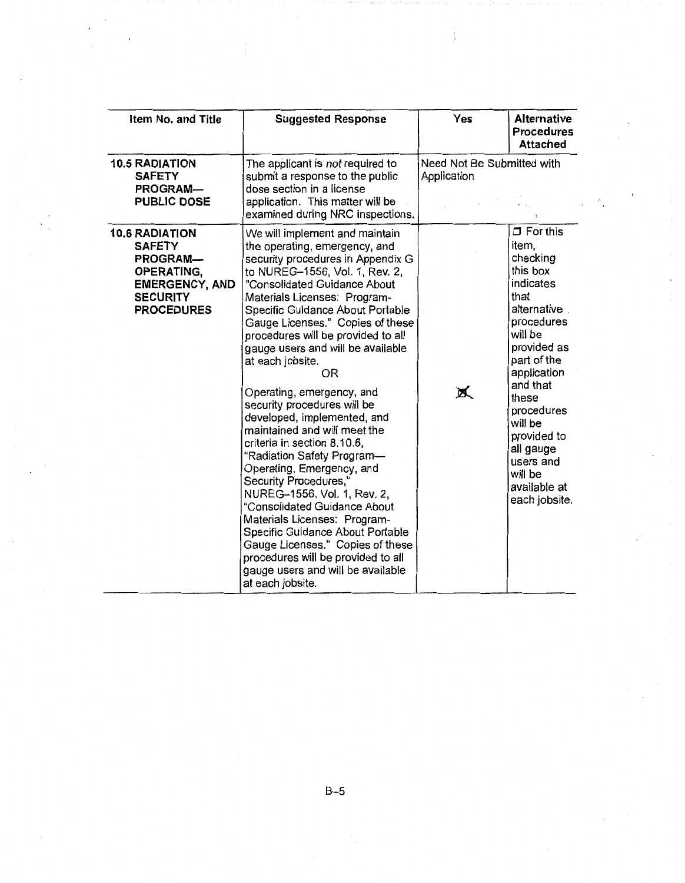| Item No. and Title | Suggested Response | Yes | Alternative Procedures Attached |
|---|---|---|---|
| **10.5 RADIATION SAFETY PROGRAM— PUBLIC DOSE** | The applicant is *not* required to submit a response to the public dose section in a license application. This matter will be examined during NRC inspections. | Need Not Be Submitted with Application | |
| **10.6 RADIATION SAFETY PROGRAM— OPERATING, EMERGENCY, AND SECURITY PROCEDURES** | We will implement and maintain the operating, emergency, and security procedures in Appendix G to NUREG–1556, Vol. 1, Rev. 2, "Consolidated Guidance About Materials Licenses: Program-Specific Guidance About Portable Gauge Licenses." Copies of these procedures will be provided to all gauge users and will be available at each jobsite.<br>OR<br>Operating, emergency, and security procedures will be developed, implemented, and maintained and will meet the criteria in section 8.10.6, "Radiation Safety Program—Operating, Emergency, and Security Procedures," NUREG–1556, Vol. 1, Rev. 2, "Consolidated Guidance About Materials Licenses: Program-Specific Guidance About Portable Gauge Licenses." Copies of these procedures will be provided to all gauge users and will be available at each jobsite. | ☒ | ☐ For this item, checking this box indicates that alternative procedures will be provided as part of the application and that these procedures will be provided to all gauge users and will be available at each jobsite. |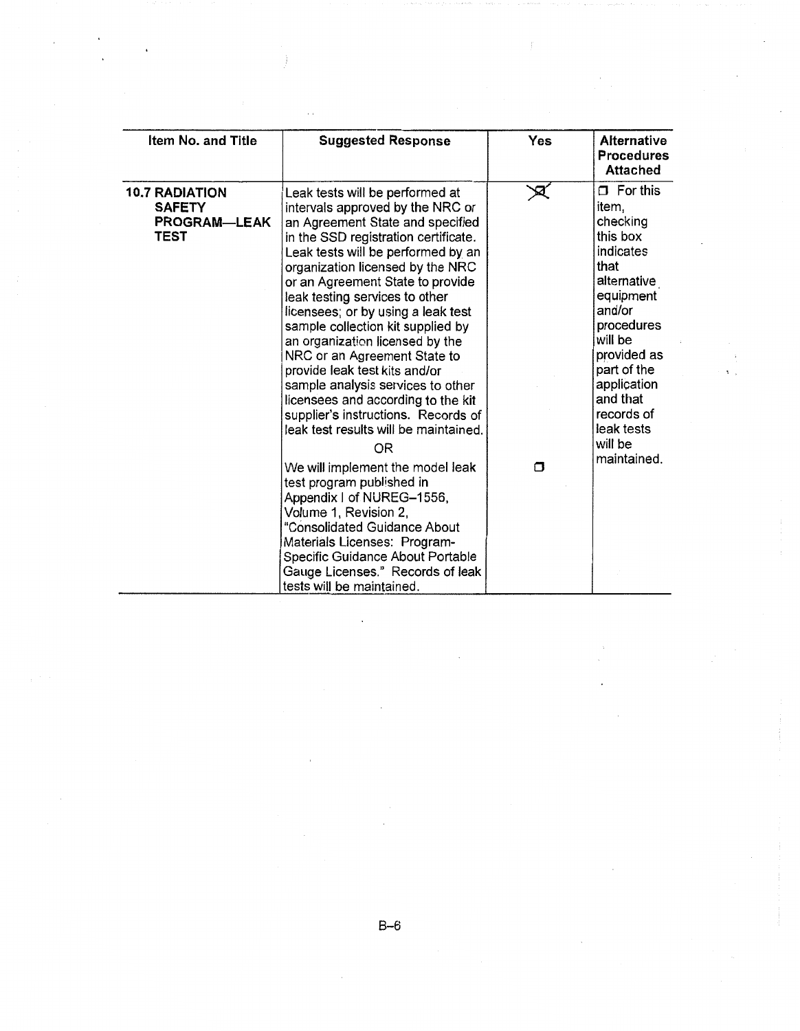| Item No. and Title | Suggested Response | Yes | Alternative Procedures Attached |
|---|---|---|---|
| **10.7 RADIATION SAFETY PROGRAM—LEAK TEST** | Leak tests will be performed at intervals approved by the NRC or an Agreement State and specified in the SSD registration certificate. Leak tests will be performed by an organization licensed by the NRC or an Agreement State to provide leak testing services to other licensees; or by using a leak test sample collection kit supplied by an organization licensed by the NRC or an Agreement State to provide leak test kits and/or sample analysis services to other licensees and according to the kit supplier's instructions. Records of leak test results will be maintained. | ☒ | ☐ For this item, checking this box indicates that alternative equipment and/or procedures will be provided as part of the application and that records of leak tests will be maintained. |
| | OR | | |
| | We will implement the model leak test program published in Appendix I of NUREG–1556, Volume 1, Revision 2, "Consolidated Guidance About Materials Licenses: Program-Specific Guidance About Portable Gauge Licenses." Records of leak tests will be maintained. | ☐ | |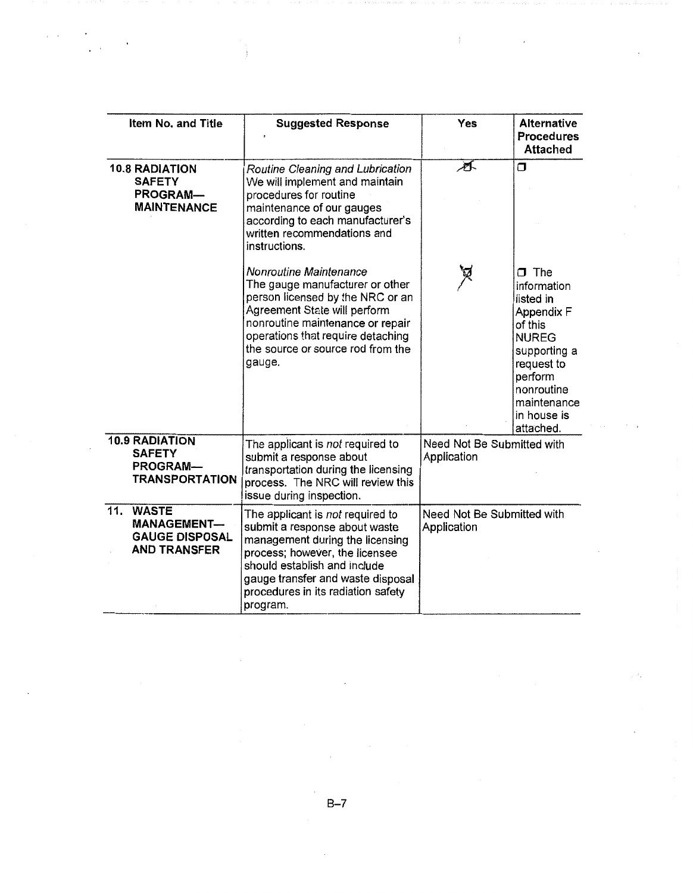| Item No. and Title | Suggested Response | Yes | Alternative Procedures Attached |
|---|---|---|---|
| **10.8 RADIATION SAFETY PROGRAM— MAINTENANCE** | *Routine Cleaning and Lubrication* We will implement and maintain procedures for routine maintenance of our gauges according to each manufacturer's written recommendations and instructions. | ☒ | ☐ |
| | *Nonroutine Maintenance* The gauge manufacturer or other person licensed by the NRC or an Agreement State will perform nonroutine maintenance or repair operations that require detaching the source or source rod from the gauge. | ☒ | ☐ The information listed in Appendix F of this NUREG supporting a request to perform nonroutine maintenance in house is attached. |
| **10.9 RADIATION SAFETY PROGRAM— TRANSPORTATION** | The applicant is *not* required to submit a response about transportation during the licensing process. The NRC will review this issue during inspection. | Need Not Be Submitted with Application | |
| **11. WASTE MANAGEMENT— GAUGE DISPOSAL AND TRANSFER** | The applicant is *not* required to submit a response about waste management during the licensing process; however, the licensee should establish and include gauge transfer and waste disposal procedures in its radiation safety program. | Need Not Be Submitted with Application | |